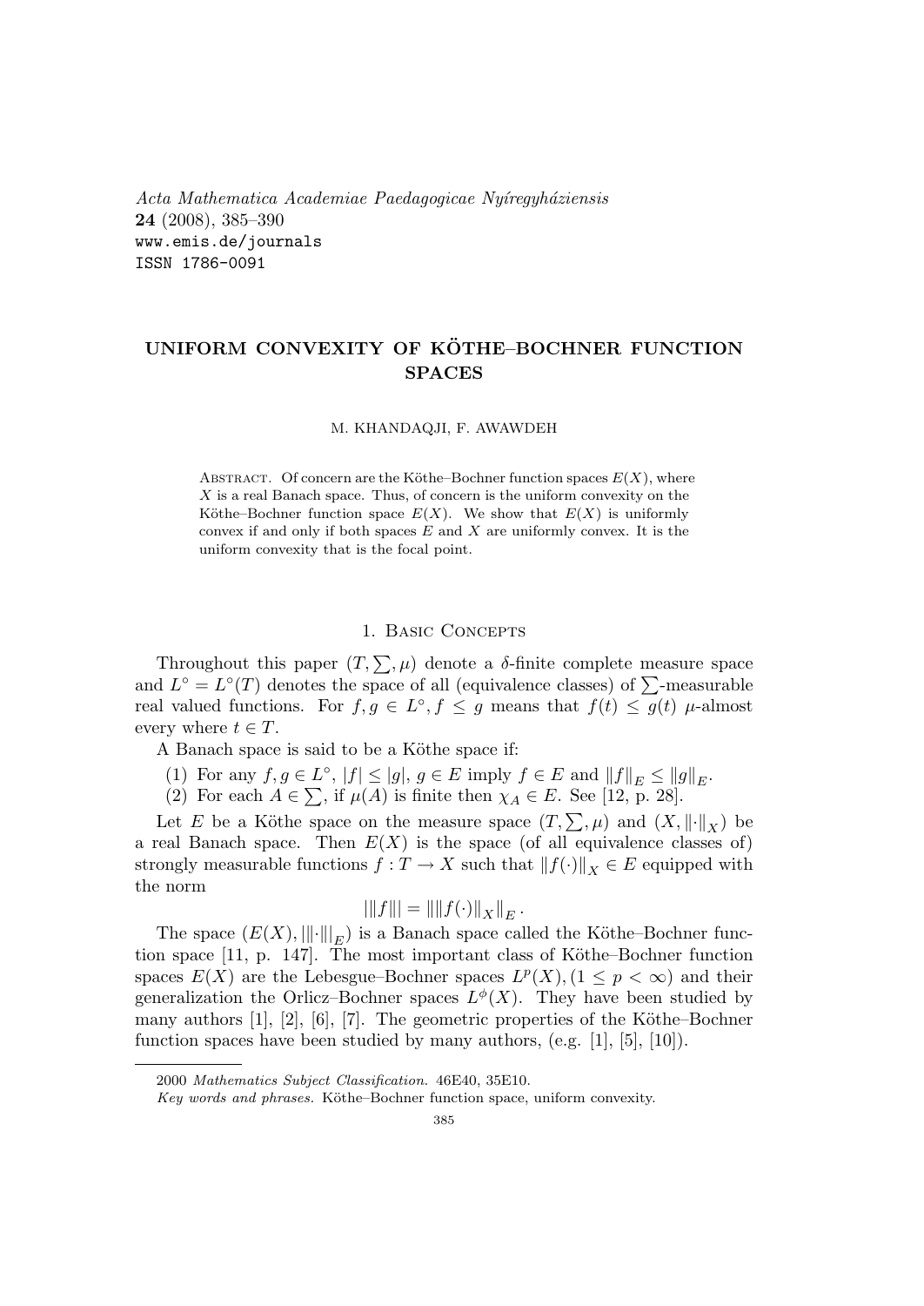*Acta Mathematica Academiae Paedagogicae Nyíregyháziensis*
**24** (2008), 385–390
www.emis.de/journals
ISSN 1786-0091

# UNIFORM CONVEXITY OF KÖTHE–BOCHNER FUNCTION SPACES

M. KHANDAQJI, F. AWAWDEH

Abstract. Of concern are the Köthe–Bochner function spaces $E(X)$, where $X$ is a real Banach space. Thus, of concern is the uniform convexity on the Köthe–Bochner function space $E(X)$. We show that $E(X)$ is uniformly convex if and only if both spaces $E$ and $X$ are uniformly convex. It is the uniform convexity that is the focal point.

## 1. Basic Concepts

Throughout this paper $(T, \sum, \mu)$ denote a $\delta$-finite complete measure space and $L^\circ = L^\circ(T)$ denotes the space of all (equivalence classes) of $\sum$-measurable real valued functions. For $f, g \in L^\circ, f \leq g$ means that $f(t) \leq g(t)$ $\mu$-almost every where $t \in T$.

A Banach space is said to be a Köthe space if:

(1) For any $f, g \in L^\circ$, $|f| \leq |g|$, $g \in E$ imply $f \in E$ and $\|f\|_E \leq \|g\|_E$.
(2) For each $A \in \sum$, if $\mu(A)$ is finite then $\chi_A \in E$. See [12, p. 28].

Let $E$ be a Köthe space on the measure space $(T, \sum, \mu)$ and $(X, \|\cdot\|_X)$ be a real Banach space. Then $E(X)$ is the space (of all equivalence classes of) strongly measurable functions $f : T \to X$ such that $\|f(\cdot)\|_X \in E$ equipped with the norm

$$|||f||| = \|\|f(\cdot)\|_X\|_E \,.$$

The space $(E(X), |||\cdot|||_E)$ is a Banach space called the Köthe–Bochner function space [11, p. 147]. The most important class of Köthe–Bochner function spaces $E(X)$ are the Lebesgue–Bochner spaces $L^p(X), (1 \leq p < \infty)$ and their generalization the Orlicz–Bochner spaces $L^\phi(X)$. They have been studied by many authors [1], [2], [6], [7]. The geometric properties of the Köthe–Bochner function spaces have been studied by many authors, (e.g. [1], [5], [10]).

---

2000 *Mathematics Subject Classification.* 46E40, 35E10.

*Key words and phrases.* Köthe–Bochner function space, uniform convexity.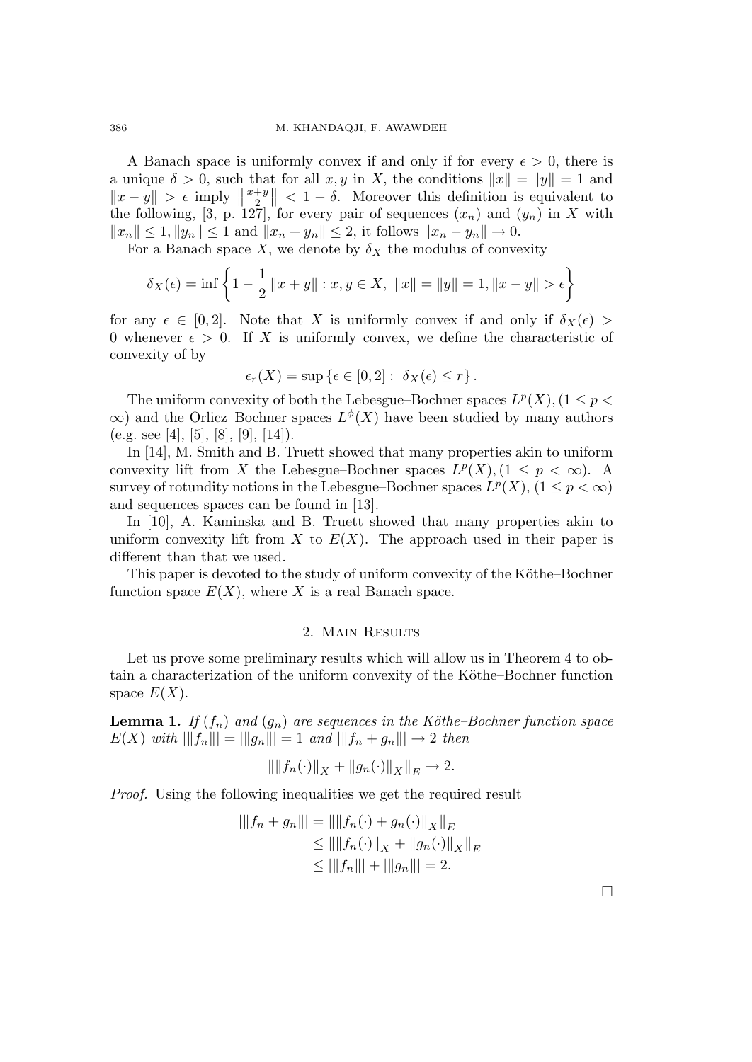A Banach space is uniformly convex if and only if for every $\epsilon > 0$, there is a unique $\delta > 0$, such that for all $x, y$ in $X$, the conditions $\|x\| = \|y\| = 1$ and $\|x - y\| > \epsilon$ imply $\left\|\frac{x+y}{2}\right\| < 1 - \delta$. Moreover this definition is equivalent to the following, [3, p. 127], for every pair of sequences $(x_n)$ and $(y_n)$ in $X$ with $\|x_n\| \leq 1, \|y_n\| \leq 1$ and $\|x_n + y_n\| \leq 2$, it follows $\|x_n - y_n\| \to 0$.

For a Banach space $X$, we denote by $\delta_X$ the modulus of convexity

$$\delta_X(\epsilon) = \inf\left\{1 - \frac{1}{2}\|x + y\| : x, y \in X,\ \|x\| = \|y\| = 1, \|x - y\| > \epsilon\right\}$$

for any $\epsilon \in [0, 2]$. Note that $X$ is uniformly convex if and only if $\delta_X(\epsilon) > 0$ whenever $\epsilon > 0$. If $X$ is uniformly convex, we define the characteristic of convexity of by

$$\epsilon_r(X) = \sup\{\epsilon \in [0, 2] :\ \delta_X(\epsilon) \leq r\}.$$

The uniform convexity of both the Lebesgue–Bochner spaces $L^p(X), (1 \leq p < \infty)$ and the Orlicz–Bochner spaces $L^\phi(X)$ have been studied by many authors (e.g. see [4], [5], [8], [9], [14]).

In [14], M. Smith and B. Truett showed that many properties akin to uniform convexity lift from $X$ the Lebesgue–Bochner spaces $L^p(X), (1 \leq p < \infty)$. A survey of rotundity notions in the Lebesgue–Bochner spaces $L^p(X)$, $(1 \leq p < \infty)$ and sequences spaces can be found in [13].

In [10], A. Kaminska and B. Truett showed that many properties akin to uniform convexity lift from $X$ to $E(X)$. The approach used in their paper is different than that we used.

This paper is devoted to the study of uniform convexity of the Köthe–Bochner function space $E(X)$, where $X$ is a real Banach space.

## 2. Main Results

Let us prove some preliminary results which will allow us in Theorem 4 to obtain a characterization of the uniform convexity of the Köthe–Bochner function space $E(X)$.

**Lemma 1.** *If $(f_n)$ and $(g_n)$ are sequences in the Köthe–Bochner function space $E(X)$ with $|||f_n||| = |||g_n||| = 1$ and $|||f_n + g_n||| \to 2$ then*

$$\left\|\|f_n(\cdot)\|_X + \|g_n(\cdot)\|_X\right\|_E \to 2.$$

*Proof.* Using the following inequalities we get the required result

$$\begin{aligned}
|||f_n + g_n||| &= \left\|\|f_n(\cdot) + g_n(\cdot)\|_X\right\|_E \\
&\leq \left\|\|f_n(\cdot)\|_X + \|g_n(\cdot)\|_X\right\|_E \\
&\leq |||f_n||| + |||g_n||| = 2.
\end{aligned}$$

□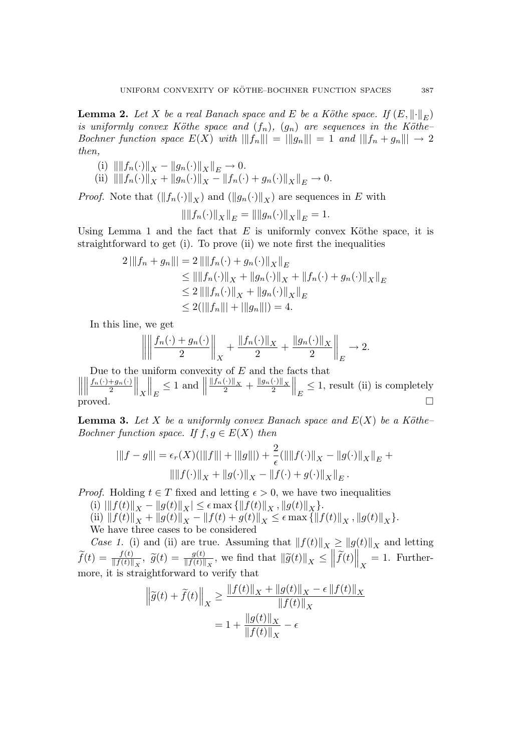**Lemma 2.** *Let $X$ be a real Banach space and $E$ be a Köthe space. If $(E, \|\cdot\|_E)$ is uniformly convex Köthe space and $(f_n)$, $(g_n)$ are sequences in the Köthe–Bochner function space $E(X)$ with $|||f_n||| = |||g_n||| = 1$ and $|||f_n + g_n||| \to 2$ then,*

(i) $\| \|f_n(\cdot)\|_X - \|g_n(\cdot)\|_X \|_E \to 0$.

(ii) $\| \|f_n(\cdot)\|_X + \|g_n(\cdot)\|_X - \|f_n(\cdot) + g_n(\cdot)\|_X \|_E \to 0$.

*Proof.* Note that $(\|f_n(\cdot)\|_X)$ and $(\|g_n(\cdot)\|_X)$ are sequences in $E$ with

$$\| \|f_n(\cdot)\|_X \|_E = \| \|g_n(\cdot)\|_X \|_E = 1.$$

Using Lemma 1 and the fact that $E$ is uniformly convex Köthe space, it is straightforward to get (i). To prove (ii) we note first the inequalities

$$\begin{aligned}
2\,|||f_n + g_n||| &= 2\,\| \|f_n(\cdot) + g_n(\cdot)\|_X \|_E \\
&\leq \| \|f_n(\cdot)\|_X + \|g_n(\cdot)\|_X + \|f_n(\cdot) + g_n(\cdot)\|_X \|_E \\
&\leq 2\,\| \|f_n(\cdot)\|_X + \|g_n(\cdot)\|_X \|_E \\
&\leq 2(|||f_n||| + |||g_n|||) = 4.
\end{aligned}$$

In this line, we get

$$\left\| \left\| \frac{f_n(\cdot) + g_n(\cdot)}{2} \right\|_X + \frac{\|f_n(\cdot)\|_X}{2} + \frac{\|g_n(\cdot)\|_X}{2} \right\|_E \to 2.$$

Due to the uniform convexity of $E$ and the facts that $\left\| \left\| \frac{f_n(\cdot)+g_n(\cdot)}{2} \right\|_X \right\|_E \leq 1$ and $\left\| \frac{\|f_n(\cdot)\|_X}{2} + \frac{\|g_n(\cdot)\|_X}{2} \right\|_E \leq 1$, result (ii) is completely proved. $\square$

**Lemma 3.** *Let $X$ be a uniformly convex Banach space and $E(X)$ be a Köthe–Bochner function space. If $f, g \in E(X)$ then*

$$|||f - g||| = \epsilon_r(X)(|||f||| + |||g|||) + \frac{2}{\epsilon}(\| \|f(\cdot)\|_X - \|g(\cdot)\|_X \|_E + \\ \| \|f(\cdot)\|_X + \|g(\cdot)\|_X - \|f(\cdot) + g(\cdot)\|_X \|_E\,.$$

*Proof.* Holding $t \in T$ fixed and letting $\epsilon > 0$, we have two inequalities

(i) $|\|f(t)\|_X - \|g(t)\|_X| \leq \epsilon \max\{\|f(t)\|_X, \|g(t)\|_X\}$.

(ii) $\|f(t)\|_X + \|g(t)\|_X - \|f(t) + g(t)\|_X \leq \epsilon \max\{\|f(t)\|_X, \|g(t)\|_X\}$.

We have three cases to be considered

*Case 1.* (i) and (ii) are true. Assuming that $\|f(t)\|_X \geq \|g(t)\|_X$ and letting $\widetilde{f}(t) = \frac{f(t)}{\|f(t)\|_X}$, $\widetilde{g}(t) = \frac{g(t)}{\|f(t)\|_X}$, we find that $\|\widetilde{g}(t)\|_X \leq \left\|\widetilde{f}(t)\right\|_X = 1$. Furthermore, it is straightforward to verify that

$$\begin{aligned}
\left\|\widetilde{g}(t) + \widetilde{f}(t)\right\|_X &\geq \frac{\|f(t)\|_X + \|g(t)\|_X - \epsilon \|f(t)\|_X}{\|f(t)\|_X} \\
&= 1 + \frac{\|g(t)\|_X}{\|f(t)\|_X} - \epsilon
\end{aligned}$$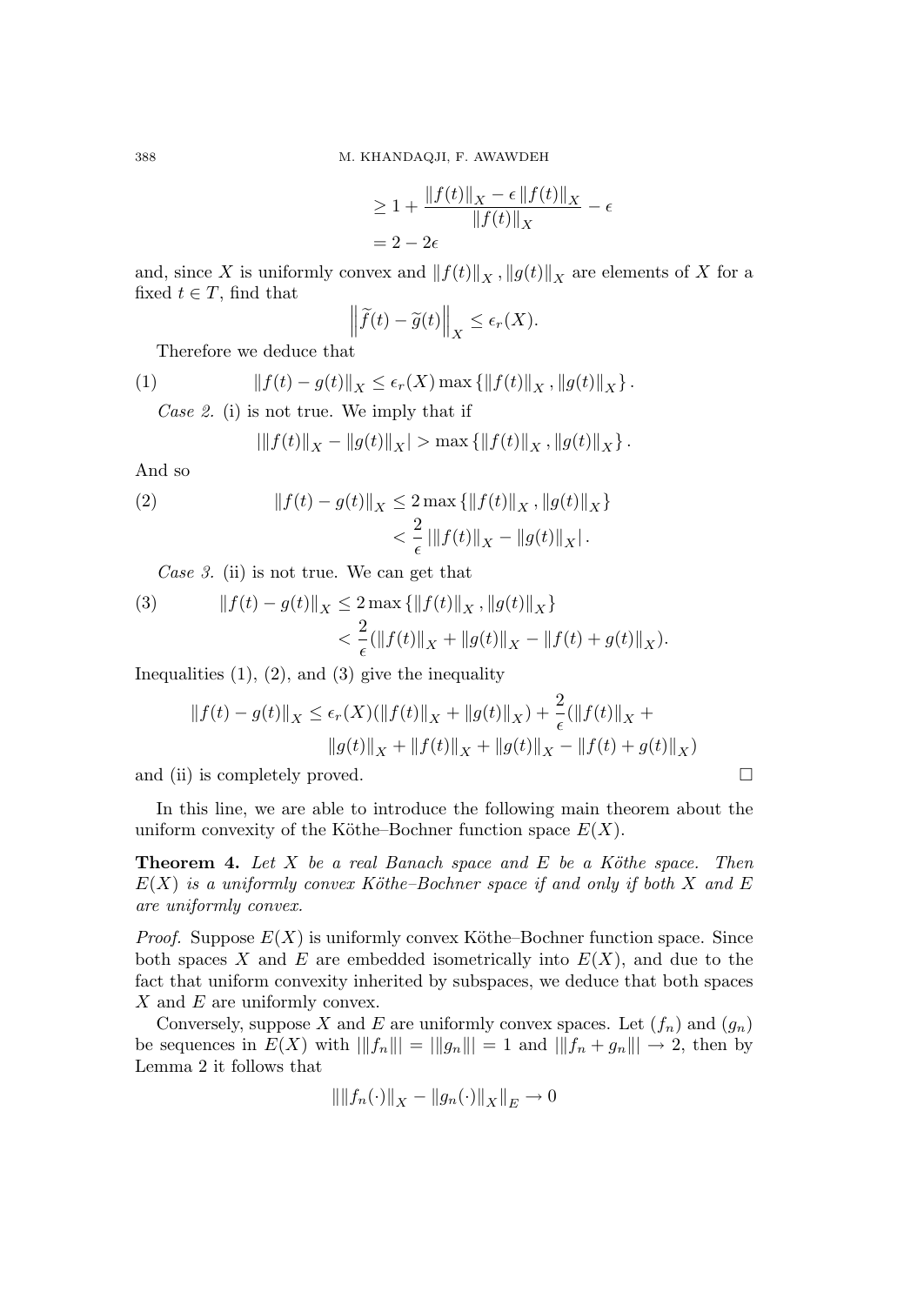$$\geq 1 + \frac{\|f(t)\|_X - \epsilon \|f(t)\|_X}{\|f(t)\|_X} - \epsilon$$
$$= 2 - 2\epsilon$$

and, since $X$ is uniformly convex and $\|f(t)\|_X, \|g(t)\|_X$ are elements of $X$ for a fixed $t \in T$, find that

$$\left\| \widetilde{f}(t) - \widetilde{g}(t) \right\|_X \leq \epsilon_r(X).$$

Therefore we deduce that

$$\|f(t) - g(t)\|_X \leq \epsilon_r(X) \max\{\|f(t)\|_X, \|g(t)\|_X\}. \tag{1}$$

*Case 2.* (i) is not true. We imply that if

$$|\|f(t)\|_X - \|g(t)\|_X| > \max\{\|f(t)\|_X, \|g(t)\|_X\}.$$

And so

$$\begin{aligned} \|f(t) - g(t)\|_X &\leq 2 \max\{\|f(t)\|_X, \|g(t)\|_X\} \\ &< \frac{2}{\epsilon} |\|f(t)\|_X - \|g(t)\|_X|. \end{aligned} \tag{2}$$

*Case 3.* (ii) is not true. We can get that

$$\begin{aligned} \|f(t) - g(t)\|_X &\leq 2 \max\{\|f(t)\|_X, \|g(t)\|_X\} \\ &< \frac{2}{\epsilon}(\|f(t)\|_X + \|g(t)\|_X - \|f(t) + g(t)\|_X). \end{aligned} \tag{3}$$

Inequalities (1), (2), and (3) give the inequality

$$\begin{aligned} \|f(t) - g(t)\|_X \leq \epsilon_r(X)(\|f(t)\|_X + \|g(t)\|_X) + \frac{2}{\epsilon}(\|f(t)\|_X + \\ \|g(t)\|_X + \|f(t)\|_X + \|g(t)\|_X - \|f(t) + g(t)\|_X) \end{aligned}$$

and (ii) is completely proved. $\square$

In this line, we are able to introduce the following main theorem about the uniform convexity of the Köthe–Bochner function space $E(X)$.

**Theorem 4.** *Let $X$ be a real Banach space and $E$ be a Köthe space. Then $E(X)$ is a uniformly convex Köthe–Bochner space if and only if both $X$ and $E$ are uniformly convex.*

*Proof.* Suppose $E(X)$ is uniformly convex Köthe–Bochner function space. Since both spaces $X$ and $E$ are embedded isometrically into $E(X)$, and due to the fact that uniform convexity inherited by subspaces, we deduce that both spaces $X$ and $E$ are uniformly convex.

Conversely, suppose $X$ and $E$ are uniformly convex spaces. Let $(f_n)$ and $(g_n)$ be sequences in $E(X)$ with $|||f_n||| = |||g_n||| = 1$ and $|||f_n + g_n||| \to 2$, then by Lemma 2 it follows that

$$\|\|f_n(\cdot)\|_X - \|g_n(\cdot)\|_X\|_E \to 0$$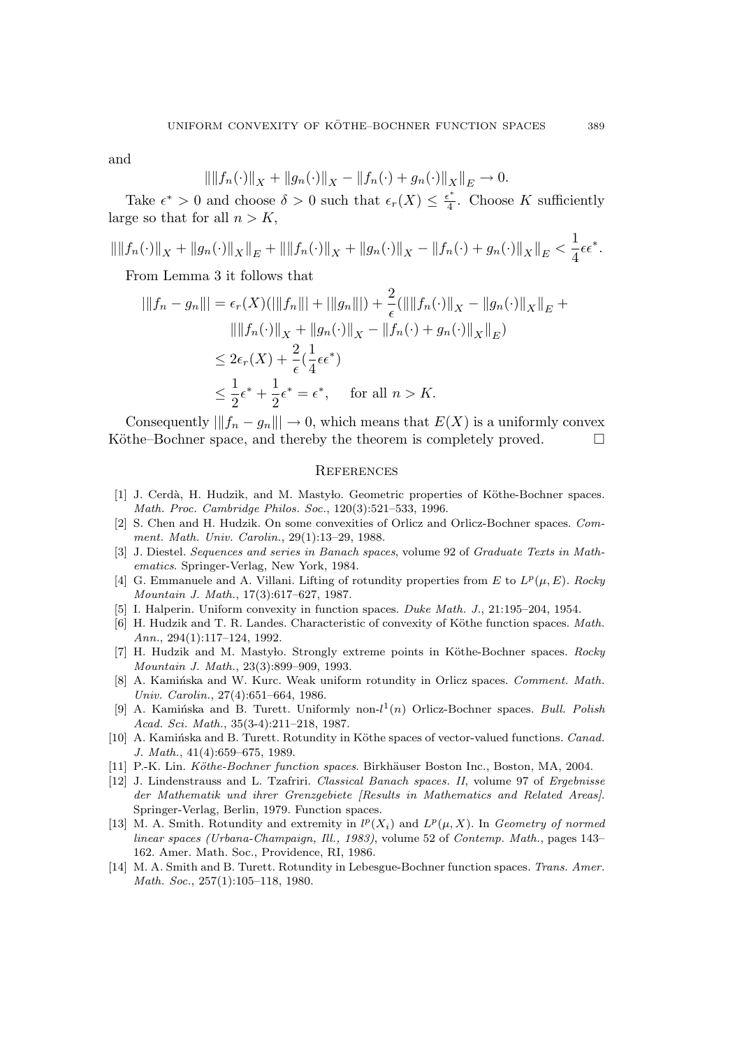and

$$\left\|\|f_n(\cdot)\|_X + \|g_n(\cdot)\|_X - \|f_n(\cdot) + g_n(\cdot)\|_X\right\|_E \to 0.$$

Take $\epsilon^* > 0$ and choose $\delta > 0$ such that $\epsilon_r(X) \leq \frac{\epsilon^*}{4}$. Choose $K$ sufficiently large so that for all $n > K$,

$$\left\|\|f_n(\cdot)\|_X + \|g_n(\cdot)\|_X\right\|_E + \left\|\|f_n(\cdot)\|_X + \|g_n(\cdot)\|_X - \|f_n(\cdot) + g_n(\cdot)\|_X\right\|_E < \frac{1}{4}\epsilon\epsilon^*.$$

From Lemma 3 it follows that

$$\begin{aligned}
|||f_n - g_n||| &= \epsilon_r(X)(|||f_n||| + |||g_n|||) + \frac{2}{\epsilon}(\left\|\|f_n(\cdot)\|_X - \|g_n(\cdot)\|_X\right\|_E + \\
&\qquad \left\|\|f_n(\cdot)\|_X + \|g_n(\cdot)\|_X - \|f_n(\cdot) + g_n(\cdot)\|_X\right\|_E) \\
&\leq 2\epsilon_r(X) + \frac{2}{\epsilon}(\frac{1}{4}\epsilon\epsilon^*) \\
&\leq \frac{1}{2}\epsilon^* + \frac{1}{2}\epsilon^* = \epsilon^*, \quad \text{ for all } n > K.
\end{aligned}$$

Consequently $|||f_n - g_n||| \to 0$, which means that $E(X)$ is a uniformly convex Köthe–Bochner space, and thereby the theorem is completely proved. $\square$

## References

[1] J. Cerdà, H. Hudzik, and M. Mastyło. Geometric properties of Köthe-Bochner spaces. *Math. Proc. Cambridge Philos. Soc.*, 120(3):521–533, 1996.

[2] S. Chen and H. Hudzik. On some convexities of Orlicz and Orlicz-Bochner spaces. *Comment. Math. Univ. Carolin.*, 29(1):13–29, 1988.

[3] J. Diestel. *Sequences and series in Banach spaces*, volume 92 of *Graduate Texts in Mathematics*. Springer-Verlag, New York, 1984.

[4] G. Emmanuele and A. Villani. Lifting of rotundity properties from $E$ to $L^p(\mu, E)$. *Rocky Mountain J. Math.*, 17(3):617–627, 1987.

[5] I. Halperin. Uniform convexity in function spaces. *Duke Math. J.*, 21:195–204, 1954.

[6] H. Hudzik and T. R. Landes. Characteristic of convexity of Köthe function spaces. *Math. Ann.*, 294(1):117–124, 1992.

[7] H. Hudzik and M. Mastyło. Strongly extreme points in Köthe-Bochner spaces. *Rocky Mountain J. Math.*, 23(3):899–909, 1993.

[8] A. Kamińska and W. Kurc. Weak uniform rotundity in Orlicz spaces. *Comment. Math. Univ. Carolin.*, 27(4):651–664, 1986.

[9] A. Kamińska and B. Turett. Uniformly non-$l^1(n)$ Orlicz-Bochner spaces. *Bull. Polish Acad. Sci. Math.*, 35(3-4):211–218, 1987.

[10] A. Kamińska and B. Turett. Rotundity in Köthe spaces of vector-valued functions. *Canad. J. Math.*, 41(4):659–675, 1989.

[11] P.-K. Lin. *Köthe-Bochner function spaces*. Birkhäuser Boston Inc., Boston, MA, 2004.

[12] J. Lindenstrauss and L. Tzafriri. *Classical Banach spaces. II*, volume 97 of *Ergebnisse der Mathematik und ihrer Grenzgebiete [Results in Mathematics and Related Areas]*. Springer-Verlag, Berlin, 1979. Function spaces.

[13] M. A. Smith. Rotundity and extremity in $l^p(X_i)$ and $L^p(\mu, X)$. In *Geometry of normed linear spaces (Urbana-Champaign, Ill., 1983)*, volume 52 of *Contemp. Math.*, pages 143–162. Amer. Math. Soc., Providence, RI, 1986.

[14] M. A. Smith and B. Turett. Rotundity in Lebesgue-Bochner function spaces. *Trans. Amer. Math. Soc.*, 257(1):105–118, 1980.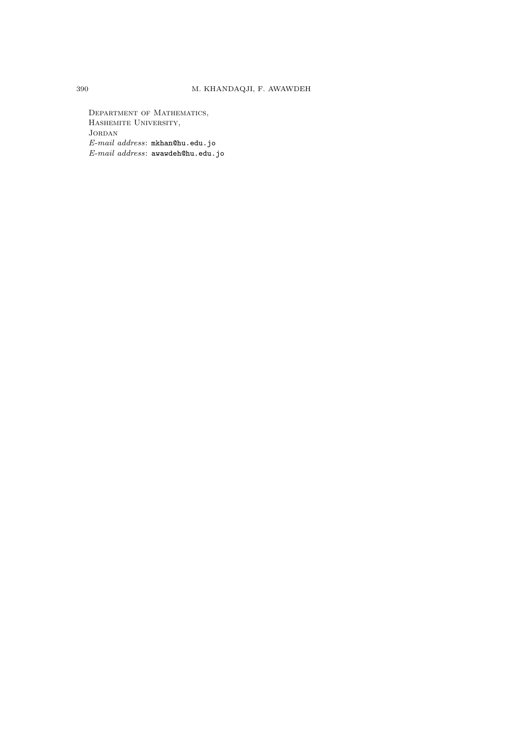Department of Mathematics,
Hashemite University,
Jordan
*E-mail address*: mkhan@hu.edu.jo
*E-mail address*: awawdeh@hu.edu.jo